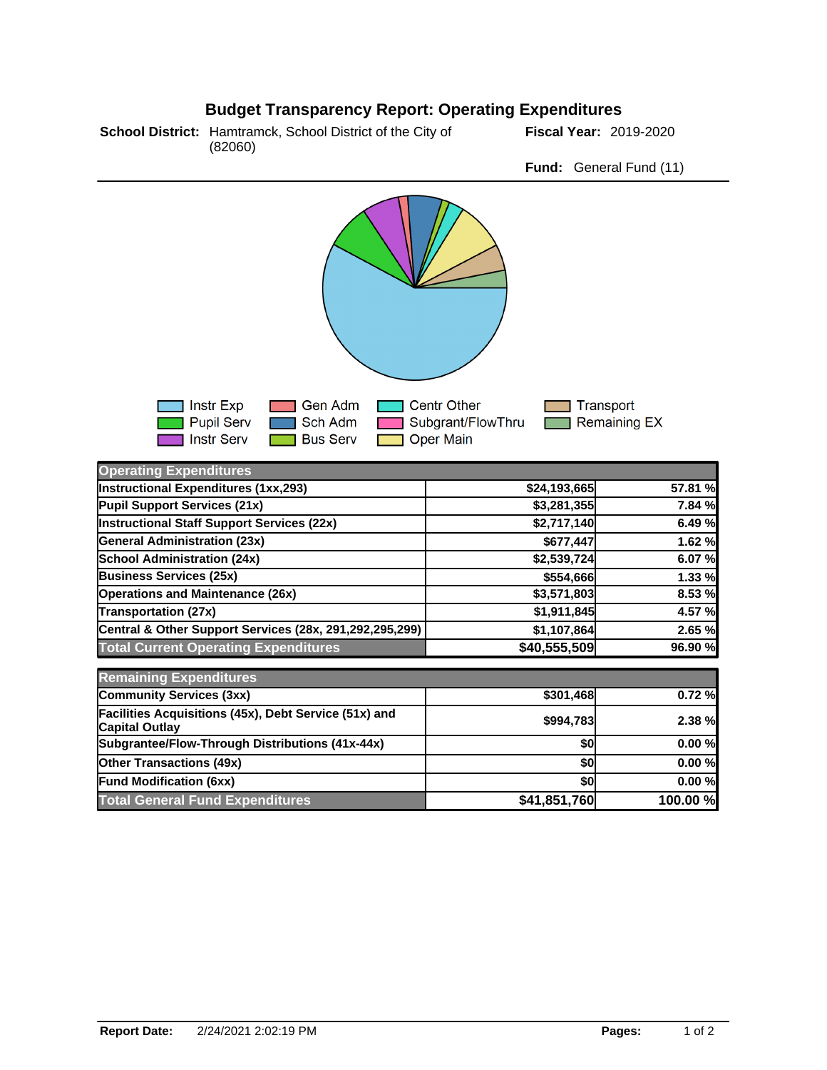# Budget Transparency Report: Operating Expenditures

**School District:** Hamtramck, School District of the City of (82060)

**Fiscal Year:** 2019-2020

**Fund:** General Fund (11)

Instr Exp, Pupil Serv, Instr Serv, Gen Adm, Sch Adm, Bus Serv, Centr Other, Subgrant/FlowThru, Oper Main, Transport, Remaining EX

| Operating Expenditures | | |
|---|---|---|
| Instructional Expenditures (1xx,293) | $24,193,665 | 57.81 % |
| Pupil Support Services (21x) | $3,281,355 | 7.84 % |
| Instructional Staff Support Services (22x) | $2,717,140 | 6.49 % |
| General Administration (23x) | $677,447 | 1.62 % |
| School Administration (24x) | $2,539,724 | 6.07 % |
| Business Services (25x) | $554,666 | 1.33 % |
| Operations and Maintenance (26x) | $3,571,803 | 8.53 % |
| Transportation (27x) | $1,911,845 | 4.57 % |
| Central & Other Support Services (28x, 291,292,295,299) | $1,107,864 | 2.65 % |
| **Total Current Operating Expenditures** | **$40,555,509** | **96.90 %** |

| Remaining Expenditures | | |
|---|---|---|
| Community Services (3xx) | $301,468 | 0.72 % |
| Facilities Acquisitions (45x), Debt Service (51x) and Capital Outlay | $994,783 | 2.38 % |
| Subgrantee/Flow-Through Distributions (41x-44x) | $0 | 0.00 % |
| Other Transactions (49x) | $0 | 0.00 % |
| Fund Modification (6xx) | $0 | 0.00 % |
| **Total General Fund Expenditures** | **$41,851,760** | **100.00 %** |

**Report Date:** 2/24/2021 2:02:19 PM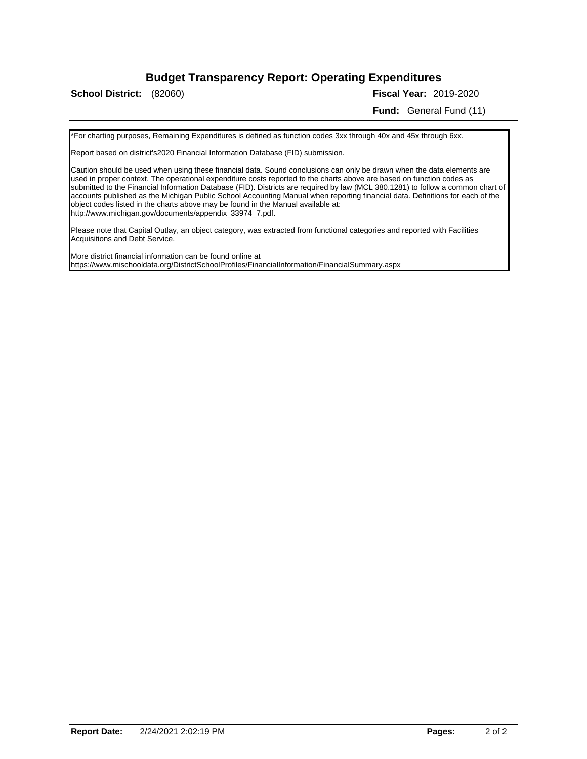## Budget Transparency Report: Operating Expenditures

**School District:** (82060)

**Fiscal Year:** 2019-2020

**Fund:** General Fund (11)

*For charting purposes, Remaining Expenditures is defined as function codes 3xx through 40x and 45x through 6xx.

Report based on district's2020 Financial Information Database (FID) submission.

Caution should be used when using these financial data. Sound conclusions can only be drawn when the data elements are used in proper context. The operational expenditure costs reported to the charts above are based on function codes as submitted to the Financial Information Database (FID). Districts are required by law (MCL 380.1281) to follow a common chart of accounts published as the Michigan Public School Accounting Manual when reporting financial data. Definitions for each of the object codes listed in the charts above may be found in the Manual available at: http://www.michigan.gov/documents/appendix_33974_7.pdf.

Please note that Capital Outlay, an object category, was extracted from functional categories and reported with Facilities Acquisitions and Debt Service.

More district financial information can be found online at https://www.mischooldata.org/DistrictSchoolProfiles/FinancialInformation/FinancialSummary.aspx

**Report Date:** 2/24/2021 2:02:19 PM